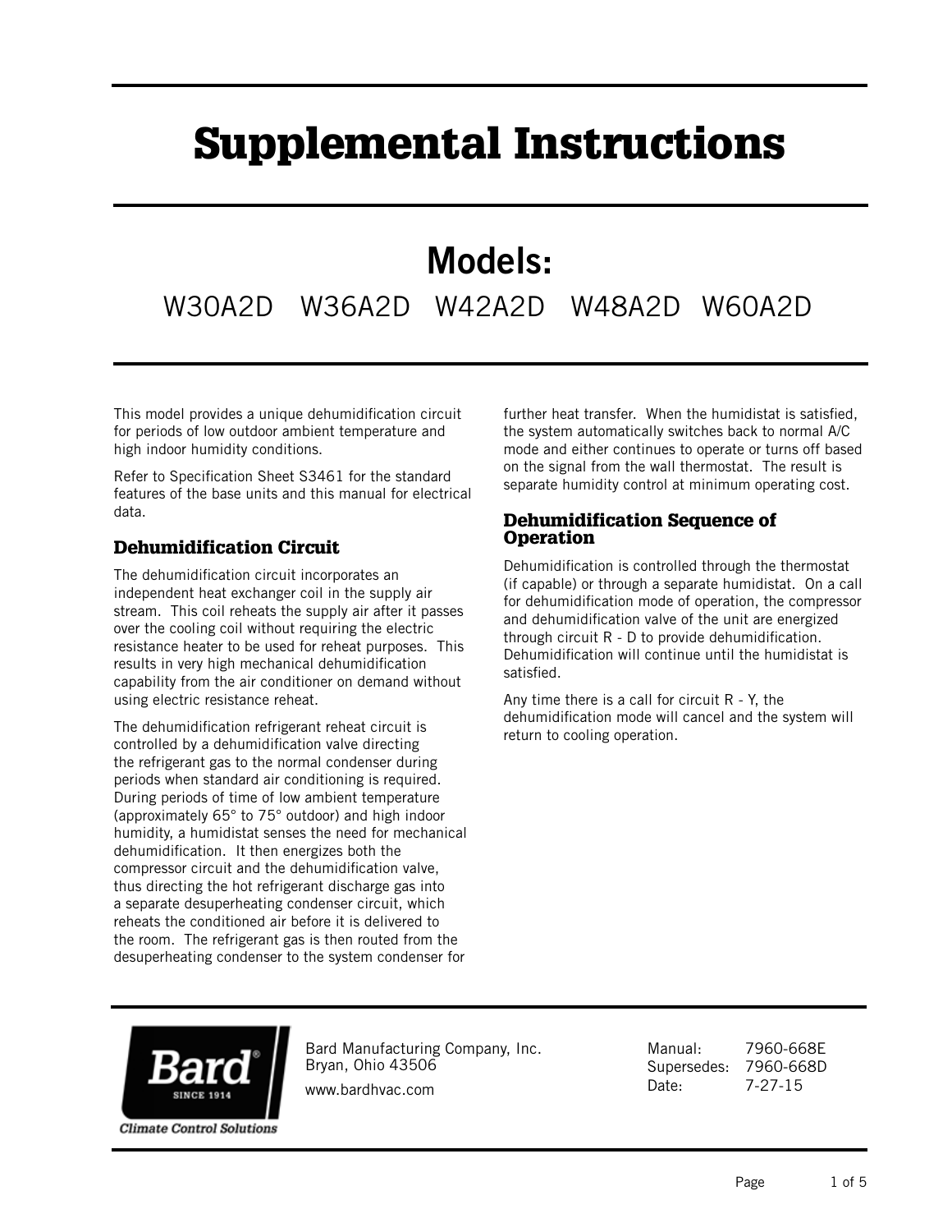# Supplemental Instructions

## Models:

W30A2D W36A2D W42A2D W48A2D W60A2D

This model provides a unique dehumidification circuit for periods of low outdoor ambient temperature and high indoor humidity conditions.

Refer to Specification Sheet S3461 for the standard features of the base units and this manual for electrical data.

### Dehumidification Circuit

The dehumidification circuit incorporates an independent heat exchanger coil in the supply air stream. This coil reheats the supply air after it passes over the cooling coil without requiring the electric resistance heater to be used for reheat purposes. This results in very high mechanical dehumidification capability from the air conditioner on demand without using electric resistance reheat.

The dehumidification refrigerant reheat circuit is controlled by a dehumidification valve directing the refrigerant gas to the normal condenser during periods when standard air conditioning is required. During periods of time of low ambient temperature (approximately 65° to 75° outdoor) and high indoor humidity, a humidistat senses the need for mechanical dehumidification. It then energizes both the compressor circuit and the dehumidification valve, thus directing the hot refrigerant discharge gas into a separate desuperheating condenser circuit, which reheats the conditioned air before it is delivered to the room. The refrigerant gas is then routed from the desuperheating condenser to the system condenser for further heat transfer. When the humidistat is satisfied, the system automatically switches back to normal A/C mode and either continues to operate or turns off based on the signal from the wall thermostat. The result is separate humidity control at minimum operating cost.

### Dehumidification Sequence of Operation

Dehumidification is controlled through the thermostat (if capable) or through a separate humidistat. On a call for dehumidification mode of operation, the compressor and dehumidification valve of the unit are energized through circuit R - D to provide dehumidification. Dehumidification will continue until the humidistat is satisfied.

Any time there is a call for circuit R - Y, the dehumidification mode will cancel and the system will return to cooling operation.

Bard Manufacturing Company, Inc.
Bryan, Ohio 43506

www.bardhvac.com

Manual: 7960-668E
Supersedes: 7960-668D
Date: 7-27-15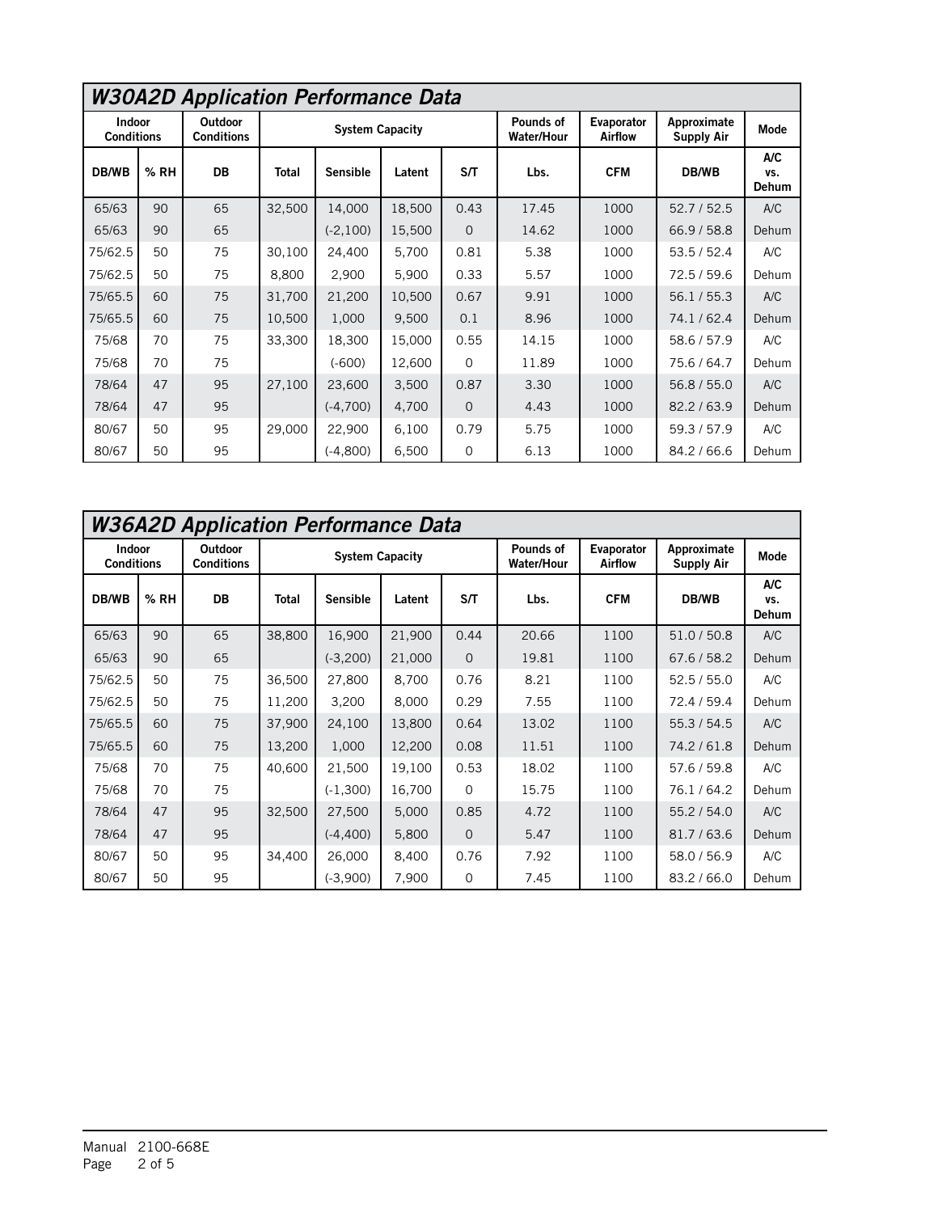## *W30A2D Application Performance Data*

| Indoor Conditions | | Outdoor Conditions | System Capacity | | | | Pounds of Water/Hour | Evaporator Airflow | Approximate Supply Air | Mode |
|---|---|---|---|---|---|---|---|---|---|---|
| DB/WB | % RH | DB | Total | Sensible | Latent | S/T | Lbs. | CFM | DB/WB | A/C vs. Dehum |
| 65/63 | 90 | 65 | 32,500 | 14,000 | 18,500 | 0.43 | 17.45 | 1000 | 52.7 / 52.5 | A/C |
| 65/63 | 90 | 65 | | (-2,100) | 15,500 | 0 | 14.62 | 1000 | 66.9 / 58.8 | Dehum |
| 75/62.5 | 50 | 75 | 30,100 | 24,400 | 5,700 | 0.81 | 5.38 | 1000 | 53.5 / 52.4 | A/C |
| 75/62.5 | 50 | 75 | 8,800 | 2,900 | 5,900 | 0.33 | 5.57 | 1000 | 72.5 / 59.6 | Dehum |
| 75/65.5 | 60 | 75 | 31,700 | 21,200 | 10,500 | 0.67 | 9.91 | 1000 | 56.1 / 55.3 | A/C |
| 75/65.5 | 60 | 75 | 10,500 | 1,000 | 9,500 | 0.1 | 8.96 | 1000 | 74.1 / 62.4 | Dehum |
| 75/68 | 70 | 75 | 33,300 | 18,300 | 15,000 | 0.55 | 14.15 | 1000 | 58.6 / 57.9 | A/C |
| 75/68 | 70 | 75 | | (-600) | 12,600 | 0 | 11.89 | 1000 | 75.6 / 64.7 | Dehum |
| 78/64 | 47 | 95 | 27,100 | 23,600 | 3,500 | 0.87 | 3.30 | 1000 | 56.8 / 55.0 | A/C |
| 78/64 | 47 | 95 | | (-4,700) | 4,700 | 0 | 4.43 | 1000 | 82.2 / 63.9 | Dehum |
| 80/67 | 50 | 95 | 29,000 | 22,900 | 6,100 | 0.79 | 5.75 | 1000 | 59.3 / 57.9 | A/C |
| 80/67 | 50 | 95 | | (-4,800) | 6,500 | 0 | 6.13 | 1000 | 84.2 / 66.6 | Dehum |

## *W36A2D Application Performance Data*

| Indoor Conditions | | Outdoor Conditions | System Capacity | | | | Pounds of Water/Hour | Evaporator Airflow | Approximate Supply Air | Mode |
|---|---|---|---|---|---|---|---|---|---|---|
| DB/WB | % RH | DB | Total | Sensible | Latent | S/T | Lbs. | CFM | DB/WB | A/C vs. Dehum |
| 65/63 | 90 | 65 | 38,800 | 16,900 | 21,900 | 0.44 | 20.66 | 1100 | 51.0 / 50.8 | A/C |
| 65/63 | 90 | 65 | | (-3,200) | 21,000 | 0 | 19.81 | 1100 | 67.6 / 58.2 | Dehum |
| 75/62.5 | 50 | 75 | 36,500 | 27,800 | 8,700 | 0.76 | 8.21 | 1100 | 52.5 / 55.0 | A/C |
| 75/62.5 | 50 | 75 | 11,200 | 3,200 | 8,000 | 0.29 | 7.55 | 1100 | 72.4 / 59.4 | Dehum |
| 75/65.5 | 60 | 75 | 37,900 | 24,100 | 13,800 | 0.64 | 13.02 | 1100 | 55.3 / 54.5 | A/C |
| 75/65.5 | 60 | 75 | 13,200 | 1,000 | 12,200 | 0.08 | 11.51 | 1100 | 74.2 / 61.8 | Dehum |
| 75/68 | 70 | 75 | 40,600 | 21,500 | 19,100 | 0.53 | 18.02 | 1100 | 57.6 / 59.8 | A/C |
| 75/68 | 70 | 75 | | (-1,300) | 16,700 | 0 | 15.75 | 1100 | 76.1 / 64.2 | Dehum |
| 78/64 | 47 | 95 | 32,500 | 27,500 | 5,000 | 0.85 | 4.72 | 1100 | 55.2 / 54.0 | A/C |
| 78/64 | 47 | 95 | | (-4,400) | 5,800 | 0 | 5.47 | 1100 | 81.7 / 63.6 | Dehum |
| 80/67 | 50 | 95 | 34,400 | 26,000 | 8,400 | 0.76 | 7.92 | 1100 | 58.0 / 56.9 | A/C |
| 80/67 | 50 | 95 | | (-3,900) | 7,900 | 0 | 7.45 | 1100 | 83.2 / 66.0 | Dehum |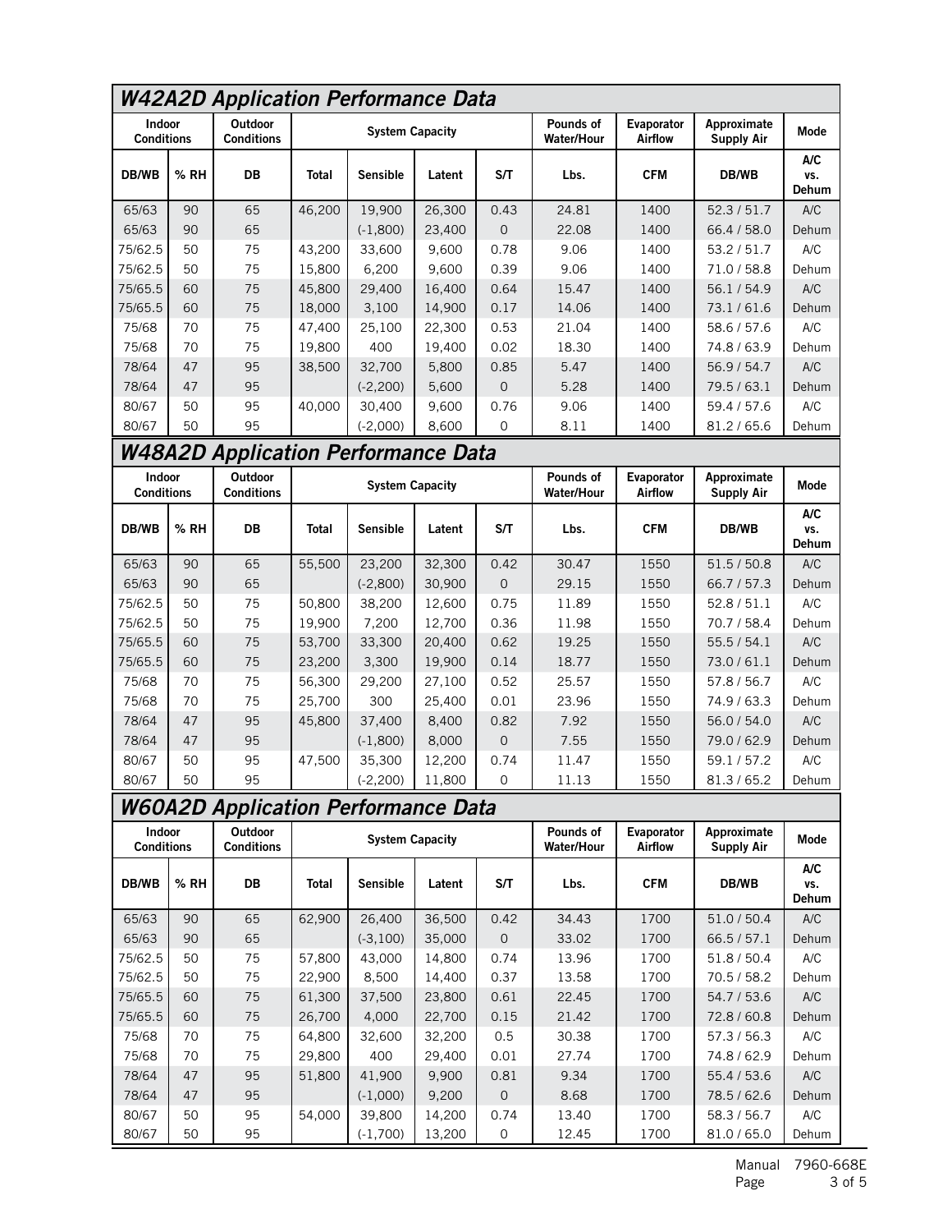## W42A2D Application Performance Data

| Indoor Conditions | | Outdoor Conditions | System Capacity | | | | Pounds of Water/Hour | Evaporator Airflow | Approximate Supply Air | Mode |
|---|---|---|---|---|---|---|---|---|---|---|
| DB/WB | % RH | DB | Total | Sensible | Latent | S/T | Lbs. | CFM | DB/WB | A/C vs. Dehum |
| 65/63 | 90 | 65 | 46,200 | 19,900 | 26,300 | 0.43 | 24.81 | 1400 | 52.3 / 51.7 | A/C |
| 65/63 | 90 | 65 | | (-1,800) | 23,400 | 0 | 22.08 | 1400 | 66.4 / 58.0 | Dehum |
| 75/62.5 | 50 | 75 | 43,200 | 33,600 | 9,600 | 0.78 | 9.06 | 1400 | 53.2 / 51.7 | A/C |
| 75/62.5 | 50 | 75 | 15,800 | 6,200 | 9,600 | 0.39 | 9.06 | 1400 | 71.0 / 58.8 | Dehum |
| 75/65.5 | 60 | 75 | 45,800 | 29,400 | 16,400 | 0.64 | 15.47 | 1400 | 56.1 / 54.9 | A/C |
| 75/65.5 | 60 | 75 | 18,000 | 3,100 | 14,900 | 0.17 | 14.06 | 1400 | 73.1 / 61.6 | Dehum |
| 75/68 | 70 | 75 | 47,400 | 25,100 | 22,300 | 0.53 | 21.04 | 1400 | 58.6 / 57.6 | A/C |
| 75/68 | 70 | 75 | 19,800 | 400 | 19,400 | 0.02 | 18.30 | 1400 | 74.8 / 63.9 | Dehum |
| 78/64 | 47 | 95 | 38,500 | 32,700 | 5,800 | 0.85 | 5.47 | 1400 | 56.9 / 54.7 | A/C |
| 78/64 | 47 | 95 | | (-2,200) | 5,600 | 0 | 5.28 | 1400 | 79.5 / 63.1 | Dehum |
| 80/67 | 50 | 95 | 40,000 | 30,400 | 9,600 | 0.76 | 9.06 | 1400 | 59.4 / 57.6 | A/C |
| 80/67 | 50 | 95 | | (-2,000) | 8,600 | 0 | 8.11 | 1400 | 81.2 / 65.6 | Dehum |

## W48A2D Application Performance Data

| Indoor Conditions | | Outdoor Conditions | System Capacity | | | | Pounds of Water/Hour | Evaporator Airflow | Approximate Supply Air | Mode |
|---|---|---|---|---|---|---|---|---|---|---|
| DB/WB | % RH | DB | Total | Sensible | Latent | S/T | Lbs. | CFM | DB/WB | A/C vs. Dehum |
| 65/63 | 90 | 65 | 55,500 | 23,200 | 32,300 | 0.42 | 30.47 | 1550 | 51.5 / 50.8 | A/C |
| 65/63 | 90 | 65 | | (-2,800) | 30,900 | 0 | 29.15 | 1550 | 66.7 / 57.3 | Dehum |
| 75/62.5 | 50 | 75 | 50,800 | 38,200 | 12,600 | 0.75 | 11.89 | 1550 | 52.8 / 51.1 | A/C |
| 75/62.5 | 50 | 75 | 19,900 | 7,200 | 12,700 | 0.36 | 11.98 | 1550 | 70.7 / 58.4 | Dehum |
| 75/65.5 | 60 | 75 | 53,700 | 33,300 | 20,400 | 0.62 | 19.25 | 1550 | 55.5 / 54.1 | A/C |
| 75/65.5 | 60 | 75 | 23,200 | 3,300 | 19,900 | 0.14 | 18.77 | 1550 | 73.0 / 61.1 | Dehum |
| 75/68 | 70 | 75 | 56,300 | 29,200 | 27,100 | 0.52 | 25.57 | 1550 | 57.8 / 56.7 | A/C |
| 75/68 | 70 | 75 | 25,700 | 300 | 25,400 | 0.01 | 23.96 | 1550 | 74.9 / 63.3 | Dehum |
| 78/64 | 47 | 95 | 45,800 | 37,400 | 8,400 | 0.82 | 7.92 | 1550 | 56.0 / 54.0 | A/C |
| 78/64 | 47 | 95 | | (-1,800) | 8,000 | 0 | 7.55 | 1550 | 79.0 / 62.9 | Dehum |
| 80/67 | 50 | 95 | 47,500 | 35,300 | 12,200 | 0.74 | 11.47 | 1550 | 59.1 / 57.2 | A/C |
| 80/67 | 50 | 95 | | (-2,200) | 11,800 | 0 | 11.13 | 1550 | 81.3 / 65.2 | Dehum |

## W60A2D Application Performance Data

| Indoor Conditions | | Outdoor Conditions | System Capacity | | | | Pounds of Water/Hour | Evaporator Airflow | Approximate Supply Air | Mode |
|---|---|---|---|---|---|---|---|---|---|---|
| DB/WB | % RH | DB | Total | Sensible | Latent | S/T | Lbs. | CFM | DB/WB | A/C vs. Dehum |
| 65/63 | 90 | 65 | 62,900 | 26,400 | 36,500 | 0.42 | 34.43 | 1700 | 51.0 / 50.4 | A/C |
| 65/63 | 90 | 65 | | (-3,100) | 35,000 | 0 | 33.02 | 1700 | 66.5 / 57.1 | Dehum |
| 75/62.5 | 50 | 75 | 57,800 | 43,000 | 14,800 | 0.74 | 13.96 | 1700 | 51.8 / 50.4 | A/C |
| 75/62.5 | 50 | 75 | 22,900 | 8,500 | 14,400 | 0.37 | 13.58 | 1700 | 70.5 / 58.2 | Dehum |
| 75/65.5 | 60 | 75 | 61,300 | 37,500 | 23,800 | 0.61 | 22.45 | 1700 | 54.7 / 53.6 | A/C |
| 75/65.5 | 60 | 75 | 26,700 | 4,000 | 22,700 | 0.15 | 21.42 | 1700 | 72.8 / 60.8 | Dehum |
| 75/68 | 70 | 75 | 64,800 | 32,600 | 32,200 | 0.5 | 30.38 | 1700 | 57.3 / 56.3 | A/C |
| 75/68 | 70 | 75 | 29,800 | 400 | 29,400 | 0.01 | 27.74 | 1700 | 74.8 / 62.9 | Dehum |
| 78/64 | 47 | 95 | 51,800 | 41,900 | 9,900 | 0.81 | 9.34 | 1700 | 55.4 / 53.6 | A/C |
| 78/64 | 47 | 95 | | (-1,000) | 9,200 | 0 | 8.68 | 1700 | 78.5 / 62.6 | Dehum |
| 80/67 | 50 | 95 | 54,000 | 39,800 | 14,200 | 0.74 | 13.40 | 1700 | 58.3 / 56.7 | A/C |
| 80/67 | 50 | 95 | | (-1,700) | 13,200 | 0 | 12.45 | 1700 | 81.0 / 65.0 | Dehum |

Manual 7960-668E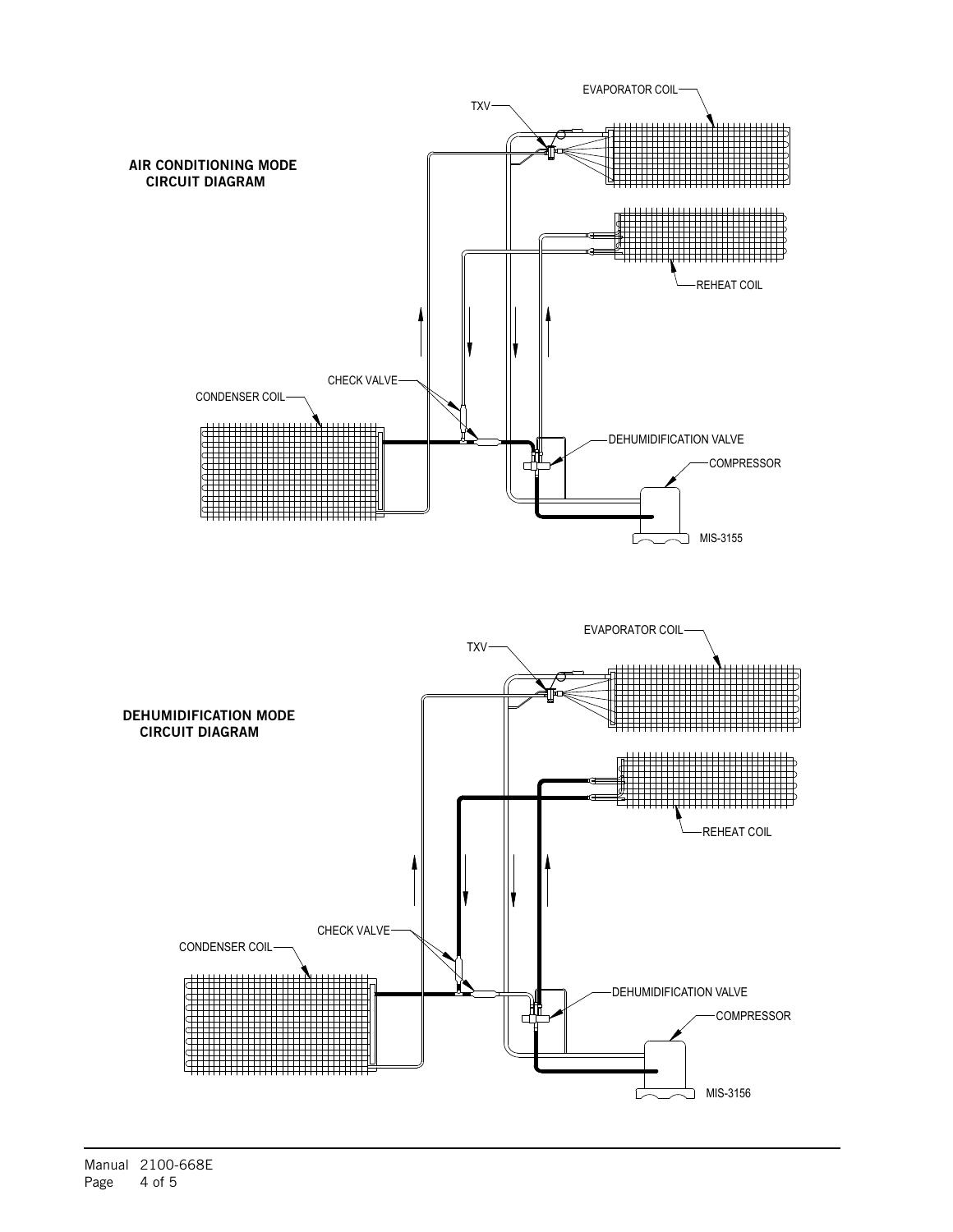**AIR CONDITIONING MODE CIRCUIT DIAGRAM**

EVAPORATOR COIL

TXV

REHEAT COIL

CHECK VALVE

CONDENSER COIL

DEHUMIDIFICATION VALVE

COMPRESSOR

MIS-3155

**DEHUMIDIFICATION MODE CIRCUIT DIAGRAM**

EVAPORATOR COIL

TXV

REHEAT COIL

CHECK VALVE

CONDENSER COIL

DEHUMIDIFICATION VALVE

COMPRESSOR

MIS-3156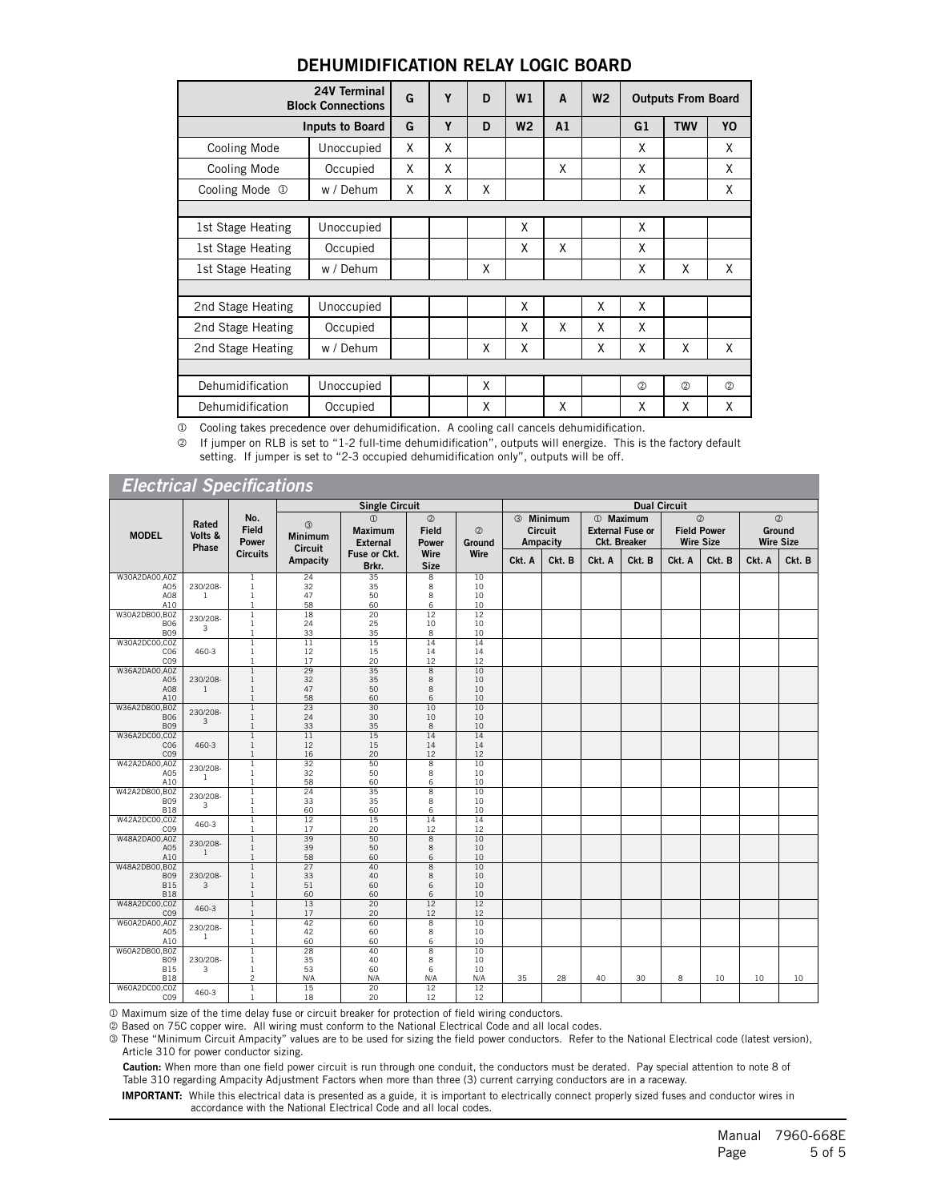## DEHUMIDIFICATION RELAY LOGIC BOARD

| 24V Terminal Block Connections | | G | Y | D | W1 | A | W2 | Outputs From Board | | |
|---|---|---|---|---|---|---|---|---|---|---|
| Inputs to Board | | G | Y | D | W2 | A1 | | G1 | TWV | YO |
| Cooling Mode | Unoccupied | X | X | | | | | X | | X |
| Cooling Mode | Occupied | X | X | | | X | | X | | X |
| Cooling Mode ① | w / Dehum | X | X | X | | | | X | | X |
| | | | | | | | | | | |
| 1st Stage Heating | Unoccupied | | | | X | | | X | | |
| 1st Stage Heating | Occupied | | | | X | X | | X | | |
| 1st Stage Heating | w / Dehum | | | X | | | | X | X | X |
| | | | | | | | | | | |
| 2nd Stage Heating | Unoccupied | | | | X | | X | X | | |
| 2nd Stage Heating | Occupied | | | | X | X | X | X | | |
| 2nd Stage Heating | w / Dehum | | | X | X | | X | X | X | X |
| | | | | | | | | | | |
| Dehumidification | Unoccupied | | | X | | | | ② | ② | ② |
| Dehumidification | Occupied | | | X | | X | | X | X | X |

① Cooling takes precedence over dehumidification. A cooling call cancels dehumidification.

② If jumper on RLB is set to "1-2 full-time dehumidification", outputs will energize. This is the factory default setting. If jumper is set to "2-3 occupied dehumidification only", outputs will be off.

## *Electrical Specifications*

| MODEL | Rated Volts & Phase | No. Field Power Circuits | Single Circuit | | | | Dual Circuit | | | | | | | |
|---|---|---|---|---|---|---|---|---|---|---|---|---|---|---|
| | | | ③ Minimum Circuit Ampacity | ① Maximum External Fuse or Ckt. Brkr. | ② Field Power Wire Size | ② Ground Wire | ③ Minimum Circuit Ampacity | | ① Maximum External Fuse or Ckt. Breaker | | ② Field Power Wire Size | | ② Ground Wire Size | |
| | | | | | | | Ckt. A | Ckt. B | Ckt. A | Ckt. B | Ckt. A | Ckt. B | Ckt. A | Ckt. B |
| W30A2DA00,A0Z | 230/208-1 | 1 | 24 | 35 | 8 | 10 | | | | | | | | |
| A05 | | 1 | 32 | 35 | 8 | 10 | | | | | | | | |
| A08 | | 1 | 47 | 50 | 8 | 10 | | | | | | | | |
| A10 | | 1 | 58 | 60 | 6 | 10 | | | | | | | | |
| W30A2DB00,B0Z | 230/208-3 | 1 | 18 | 20 | 12 | 12 | | | | | | | | |
| B06 | | 1 | 24 | 25 | 10 | 10 | | | | | | | | |
| B09 | | 1 | 33 | 35 | 8 | 10 | | | | | | | | |
| W30A2DC00,C0Z | 460-3 | 1 | 11 | 15 | 14 | 14 | | | | | | | | |
| C06 | | 1 | 12 | 15 | 14 | 14 | | | | | | | | |
| C09 | | 1 | 17 | 20 | 12 | 12 | | | | | | | | |
| W36A2DA00,A0Z | 230/208-1 | 1 | 29 | 35 | 8 | 10 | | | | | | | | |
| A05 | | 1 | 32 | 35 | 8 | 10 | | | | | | | | |
| A08 | | 1 | 47 | 50 | 8 | 10 | | | | | | | | |
| A10 | | 1 | 58 | 60 | 6 | 10 | | | | | | | | |
| W36A2DB00,B0Z | 230/208-3 | 1 | 23 | 30 | 10 | 10 | | | | | | | | |
| B06 | | 1 | 24 | 30 | 10 | 10 | | | | | | | | |
| B09 | | 1 | 33 | 35 | 8 | 10 | | | | | | | | |
| W36A2DC00,C0Z | 460-3 | 1 | 11 | 15 | 14 | 14 | | | | | | | | |
| C06 | | 1 | 12 | 15 | 14 | 14 | | | | | | | | |
| C09 | | 1 | 16 | 20 | 12 | 12 | | | | | | | | |
| W42A2DA00,A0Z | 230/208-1 | 1 | 32 | 50 | 8 | 10 | | | | | | | | |
| A05 | | 1 | 32 | 50 | 8 | 10 | | | | | | | | |
| A10 | | 1 | 58 | 60 | 6 | 10 | | | | | | | | |
| W42A2DB00,B0Z | 230/208-3 | 1 | 24 | 35 | 8 | 10 | | | | | | | | |
| B09 | | 1 | 33 | 35 | 8 | 10 | | | | | | | | |
| B18 | | 1 | 60 | 60 | 6 | 10 | | | | | | | | |
| W42A2DC00,C0Z | 460-3 | 1 | 12 | 15 | 14 | 14 | | | | | | | | |
| C09 | | 1 | 17 | 20 | 12 | 12 | | | | | | | | |
| W48A2DA00,A0Z | 230/208-1 | 1 | 39 | 50 | 8 | 10 | | | | | | | | |
| A05 | | 1 | 39 | 50 | 8 | 10 | | | | | | | | |
| A10 | | 1 | 58 | 60 | 6 | 10 | | | | | | | | |
| W48A2DB00,B0Z | 230/208-3 | 1 | 27 | 40 | 8 | 10 | | | | | | | | |
| B09 | | 1 | 33 | 40 | 8 | 10 | | | | | | | | |
| B15 | | 1 | 51 | 60 | 6 | 10 | | | | | | | | |
| B18 | | 1 | 60 | 60 | 6 | 10 | | | | | | | | |
| W48A2DC00,C0Z | 460-3 | 1 | 13 | 20 | 12 | 12 | | | | | | | | |
| C09 | | 1 | 17 | 20 | 12 | 12 | | | | | | | | |
| W60A2DA00,A0Z | 230/208-1 | 1 | 42 | 60 | 8 | 10 | | | | | | | | |
| A05 | | 1 | 42 | 60 | 8 | 10 | | | | | | | | |
| A10 | | 1 | 60 | 60 | 6 | 10 | | | | | | | | |
| W60A2DB00,B0Z | 230/208-3 | 1 | 28 | 40 | 8 | 10 | | | | | | | | |
| B09 | | 1 | 35 | 40 | 8 | 10 | | | | | | | | |
| B15 | | 1 | 53 | 60 | 6 | 10 | | | | | | | | |
| B18 | | 2 | N/A | N/A | N/A | N/A | 35 | 28 | 40 | 30 | 8 | 10 | 10 | 10 |
| W60A2DC00,C0Z | 460-3 | 1 | 15 | 20 | 12 | 12 | | | | | | | | |
| C09 | | 1 | 18 | 20 | 12 | 12 | | | | | | | | |

① Maximum size of the time delay fuse or circuit breaker for protection of field wiring conductors.

② Based on 75C copper wire. All wiring must conform to the National Electrical Code and all local codes.

③ These "Minimum Circuit Ampacity" values are to be used for sizing the field power conductors. Refer to the National Electrical code (latest version), Article 310 for power conductor sizing.

**Caution:** When more than one field power circuit is run through one conduit, the conductors must be derated. Pay special attention to note 8 of Table 310 regarding Ampacity Adjustment Factors when more than three (3) current carrying conductors are in a raceway.

**IMPORTANT:** While this electrical data is presented as a guide, it is important to electrically connect properly sized fuses and conductor wires in accordance with the National Electrical Code and all local codes.

Manual 7960-668E